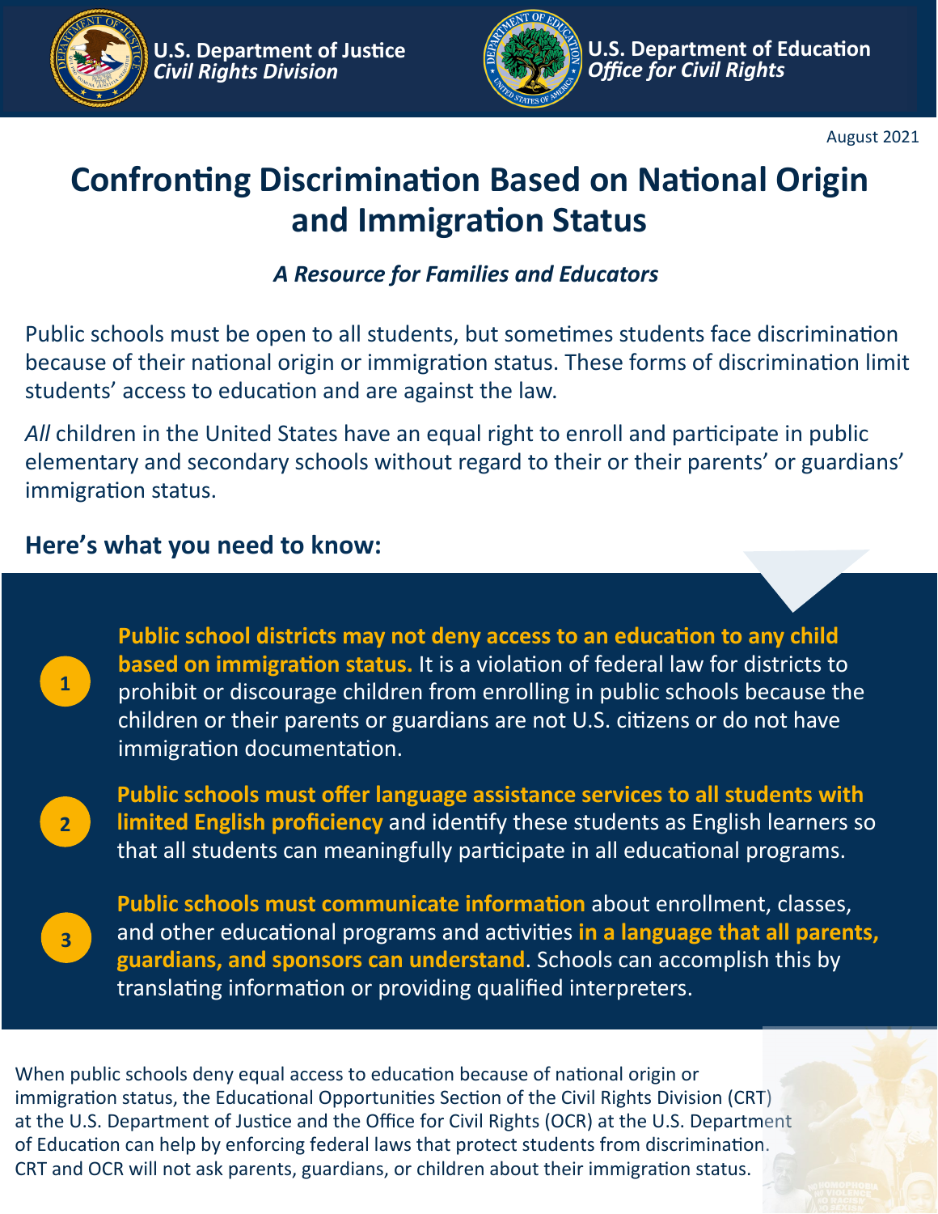U.S. Department of Justice
*Civil Rights Division*

U.S. Department of Education
*Office for Civil Rights*

August 2021

# Confronting Discrimination Based on National Origin and Immigration Status

### *A Resource for Families and Educators*

Public schools must be open to all students, but sometimes students face discrimination because of their national origin or immigration status. These forms of discrimination limit students' access to education and are against the law.

*All* children in the United States have an equal right to enroll and participate in public elementary and secondary schools without regard to their or their parents' or guardians' immigration status.

## Here's what you need to know:

1. **Public school districts may not deny access to an education to any child based on immigration status.** It is a violation of federal law for districts to prohibit or discourage children from enrolling in public schools because the children or their parents or guardians are not U.S. citizens or do not have immigration documentation.

2. **Public schools must offer language assistance services to all students with limited English proficiency** and identify these students as English learners so that all students can meaningfully participate in all educational programs.

3. **Public schools must communicate information** about enrollment, classes, and other educational programs and activities **in a language that all parents, guardians, and sponsors can understand**. Schools can accomplish this by translating information or providing qualified interpreters.

When public schools deny equal access to education because of national origin or immigration status, the Educational Opportunities Section of the Civil Rights Division (CRT) at the U.S. Department of Justice and the Office for Civil Rights (OCR) at the U.S. Department of Education can help by enforcing federal laws that protect students from discrimination. CRT and OCR will not ask parents, guardians, or children about their immigration status.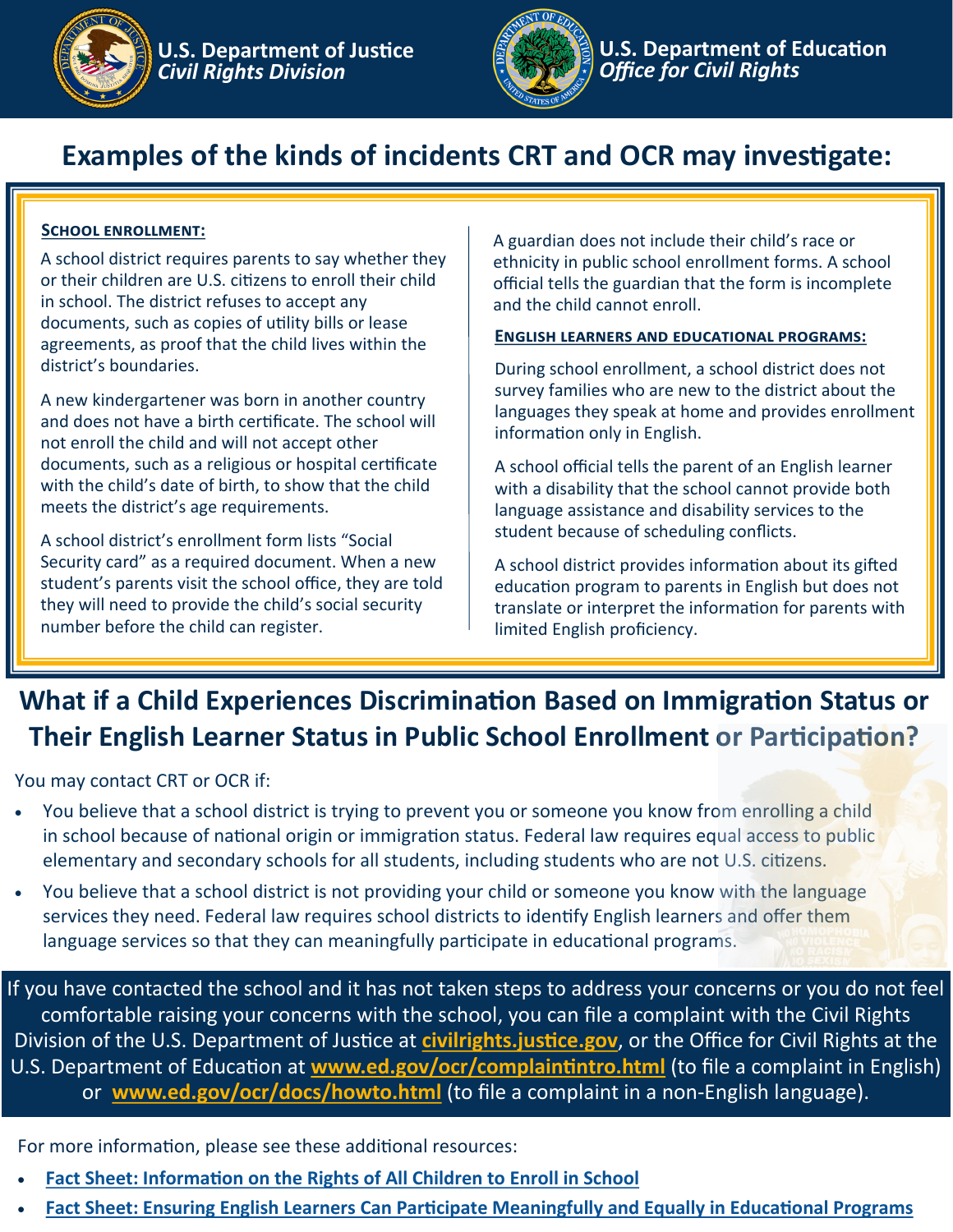**U.S. Department of Justice**
***Civil Rights Division***

**U.S. Department of Education**
***Office for Civil Rights***

## Examples of the kinds of incidents CRT and OCR may investigate:

**SCHOOL ENROLLMENT:**

A school district requires parents to say whether they or their children are U.S. citizens to enroll their child in school. The district refuses to accept any documents, such as copies of utility bills or lease agreements, as proof that the child lives within the district's boundaries.

A new kindergartener was born in another country and does not have a birth certificate. The school will not enroll the child and will not accept other documents, such as a religious or hospital certificate with the child's date of birth, to show that the child meets the district's age requirements.

A school district's enrollment form lists "Social Security card" as a required document. When a new student's parents visit the school office, they are told they will need to provide the child's social security number before the child can register.

A guardian does not include their child's race or ethnicity in public school enrollment forms. A school official tells the guardian that the form is incomplete and the child cannot enroll.

**ENGLISH LEARNERS AND EDUCATIONAL PROGRAMS:**

During school enrollment, a school district does not survey families who are new to the district about the languages they speak at home and provides enrollment information only in English.

A school official tells the parent of an English learner with a disability that the school cannot provide both language assistance and disability services to the student because of scheduling conflicts.

A school district provides information about its gifted education program to parents in English but does not translate or interpret the information for parents with limited English proficiency.

## What if a Child Experiences Discrimination Based on Immigration Status or Their English Learner Status in Public School Enrollment or Participation?

You may contact CRT or OCR if:

- You believe that a school district is trying to prevent you or someone you know from enrolling a child in school because of national origin or immigration status. Federal law requires equal access to public elementary and secondary schools for all students, including students who are not U.S. citizens.
- You believe that a school district is not providing your child or someone you know with the language services they need. Federal law requires school districts to identify English learners and offer them language services so that they can meaningfully participate in educational programs.

If you have contacted the school and it has not taken steps to address your concerns or you do not feel comfortable raising your concerns with the school, you can file a complaint with the Civil Rights Division of the U.S. Department of Justice at **civilrights.justice.gov**, or the Office for Civil Rights at the U.S. Department of Education at **www.ed.gov/ocr/complaintintro.html** (to file a complaint in English) or **www.ed.gov/ocr/docs/howto.html** (to file a complaint in a non-English language).

For more information, please see these additional resources:

- **Fact Sheet: Information on the Rights of All Children to Enroll in School**
- **Fact Sheet: Ensuring English Learners Can Participate Meaningfully and Equally in Educational Programs**